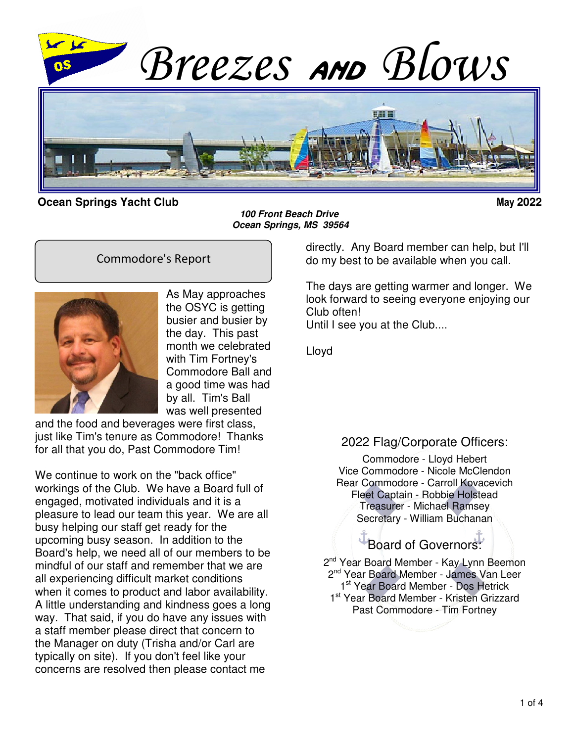# Breezes AND Blows

**Ocean Springs Yacht Club** **May 2022**

***100 Front Beach Drive***
***Ocean Springs, MS 39564***

## Commodore's Report

As May approaches the OSYC is getting busier and busier by the day. This past month we celebrated with Tim Fortney's Commodore Ball and a good time was had by all. Tim's Ball was well presented and the food and beverages were first class, just like Tim's tenure as Commodore! Thanks for all that you do, Past Commodore Tim!

We continue to work on the "back office" workings of the Club. We have a Board full of engaged, motivated individuals and it is a pleasure to lead our team this year. We are all busy helping our staff get ready for the upcoming busy season. In addition to the Board's help, we need all of our members to be mindful of our staff and remember that we are all experiencing difficult market conditions when it comes to product and labor availability. A little understanding and kindness goes a long way. That said, if you do have any issues with a staff member please direct that concern to the Manager on duty (Trisha and/or Carl are typically on site). If you don't feel like your concerns are resolved then please contact me directly. Any Board member can help, but I'll do my best to be available when you call.

The days are getting warmer and longer. We look forward to seeing everyone enjoying our Club often!
Until I see you at the Club....

Lloyd

### 2022 Flag/Corporate Officers:

Commodore - Lloyd Hebert
Vice Commodore - Nicole McClendon
Rear Commodore - Carroll Kovacevich
Fleet Captain - Robbie Holstead
Treasurer - Michael Ramsey
Secretary - William Buchanan

### Board of Governors:

2nd Year Board Member - Kay Lynn Beemon
2nd Year Board Member - James Van Leer
1st Year Board Member - Dos Hetrick
1st Year Board Member - Kristen Grizzard
Past Commodore - Tim Fortney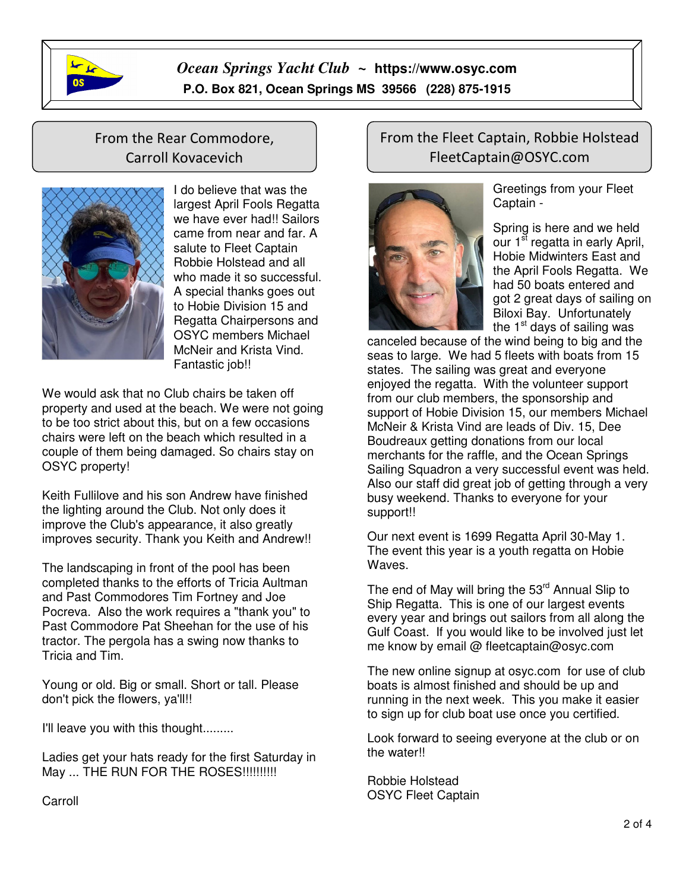# Ocean Springs Yacht Club ~ https://www.osyc.com

**P.O. Box 821, Ocean Springs MS 39566 (228) 875-1915**

## From the Rear Commodore, Carroll Kovacevich

I do believe that was the largest April Fools Regatta we have ever had!! Sailors came from near and far. A salute to Fleet Captain Robbie Holstead and all who made it so successful. A special thanks goes out to Hobie Division 15 and Regatta Chairpersons and OSYC members Michael McNeir and Krista Vind. Fantastic job!!

We would ask that no Club chairs be taken off property and used at the beach. We were not going to be too strict about this, but on a few occasions chairs were left on the beach which resulted in a couple of them being damaged. So chairs stay on OSYC property!

Keith Fullilove and his son Andrew have finished the lighting around the Club. Not only does it improve the Club's appearance, it also greatly improves security. Thank you Keith and Andrew!!

The landscaping in front of the pool has been completed thanks to the efforts of Tricia Aultman and Past Commodores Tim Fortney and Joe Pocreva. Also the work requires a "thank you" to Past Commodore Pat Sheehan for the use of his tractor. The pergola has a swing now thanks to Tricia and Tim.

Young or old. Big or small. Short or tall. Please don't pick the flowers, ya'll!!

I'll leave you with this thought.........

Ladies get your hats ready for the first Saturday in May ... THE RUN FOR THE ROSES!!!!!!!!!!

Carroll

## From the Fleet Captain, Robbie Holstead FleetCaptain@OSYC.com

Greetings from your Fleet Captain -

Spring is here and we held our 1st regatta in early April, Hobie Midwinters East and the April Fools Regatta. We had 50 boats entered and got 2 great days of sailing on Biloxi Bay. Unfortunately the 1st days of sailing was canceled because of the wind being to big and the seas to large. We had 5 fleets with boats from 15 states. The sailing was great and everyone enjoyed the regatta. With the volunteer support from our club members, the sponsorship and support of Hobie Division 15, our members Michael McNeir & Krista Vind are leads of Div. 15, Dee Boudreaux getting donations from our local merchants for the raffle, and the Ocean Springs Sailing Squadron a very successful event was held. Also our staff did great job of getting through a very busy weekend. Thanks to everyone for your support!!

Our next event is 1699 Regatta April 30-May 1. The event this year is a youth regatta on Hobie Waves.

The end of May will bring the 53rd Annual Slip to Ship Regatta. This is one of our largest events every year and brings out sailors from all along the Gulf Coast. If you would like to be involved just let me know by email @ fleetcaptain@osyc.com

The new online signup at osyc.com for use of club boats is almost finished and should be up and running in the next week. This you make it easier to sign up for club boat use once you certified.

Look forward to seeing everyone at the club or on the water!!

Robbie Holstead
OSYC Fleet Captain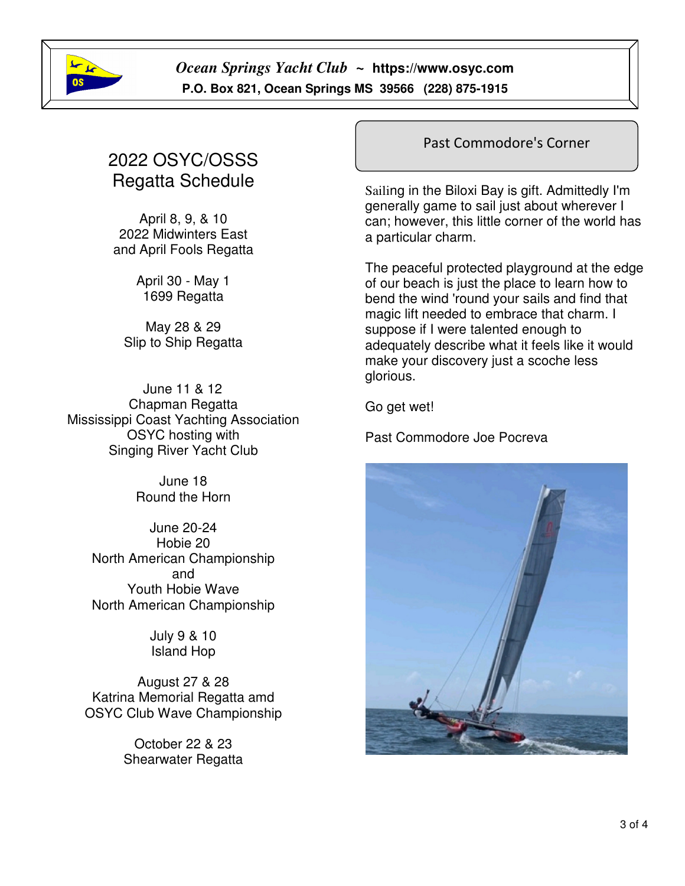*Ocean Springs Yacht Club* ~ **https://www.osyc.com**
**P.O. Box 821, Ocean Springs MS 39566 (228) 875-1915**

## 2022 OSYC/OSSS Regatta Schedule

April 8, 9, & 10
2022 Midwinters East
and April Fools Regatta

April 30 - May 1
1699 Regatta

May 28 & 29
Slip to Ship Regatta

June 11 & 12
Chapman Regatta
Mississippi Coast Yachting Association
OSYC hosting with
Singing River Yacht Club

June 18
Round the Horn

June 20-24
Hobie 20
North American Championship
and
Youth Hobie Wave
North American Championship

July 9 & 10
Island Hop

August 27 & 28
Katrina Memorial Regatta amd
OSYC Club Wave Championship

October 22 & 23
Shearwater Regatta

## Past Commodore's Corner

Sailing in the Biloxi Bay is gift. Admittedly I'm generally game to sail just about wherever I can; however, this little corner of the world has a particular charm.

The peaceful protected playground at the edge of our beach is just the place to learn how to bend the wind 'round your sails and find that magic lift needed to embrace that charm. I suppose if I were talented enough to adequately describe what it feels like it would make your discovery just a scoche less glorious.

Go get wet!

Past Commodore Joe Pocreva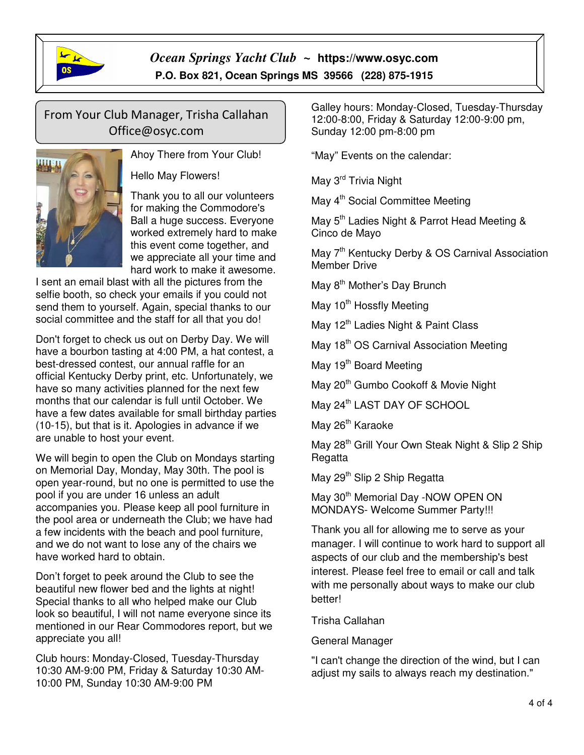*Ocean Springs Yacht Club* ~ **https://www.osyc.com**
**P.O. Box 821, Ocean Springs MS 39566 (228) 875-1915**

## From Your Club Manager, Trisha Callahan
Office@osyc.com

Ahoy There from Your Club!

Hello May Flowers!

Thank you to all our volunteers for making the Commodore's Ball a huge success. Everyone worked extremely hard to make this event come together, and we appreciate all your time and hard work to make it awesome. I sent an email blast with all the pictures from the selfie booth, so check your emails if you could not send them to yourself. Again, special thanks to our social committee and the staff for all that you do!

Don't forget to check us out on Derby Day. We will have a bourbon tasting at 4:00 PM, a hat contest, a best-dressed contest, our annual raffle for an official Kentucky Derby print, etc. Unfortunately, we have so many activities planned for the next few months that our calendar is full until October. We have a few dates available for small birthday parties (10-15), but that is it. Apologies in advance if we are unable to host your event.

We will begin to open the Club on Mondays starting on Memorial Day, Monday, May 30th. The pool is open year-round, but no one is permitted to use the pool if you are under 16 unless an adult accompanies you. Please keep all pool furniture in the pool area or underneath the Club; we have had a few incidents with the beach and pool furniture, and we do not want to lose any of the chairs we have worked hard to obtain.

Don't forget to peek around the Club to see the beautiful new flower bed and the lights at night! Special thanks to all who helped make our Club look so beautiful, I will not name everyone since its mentioned in our Rear Commodores report, but we appreciate you all!

Club hours: Monday-Closed, Tuesday-Thursday 10:30 AM-9:00 PM, Friday & Saturday 10:30 AM-10:00 PM, Sunday 10:30 AM-9:00 PM

Galley hours: Monday-Closed, Tuesday-Thursday 12:00-8:00, Friday & Saturday 12:00-9:00 pm, Sunday 12:00 pm-8:00 pm

"May" Events on the calendar:

May 3rd Trivia Night

May 4th Social Committee Meeting

May 5th Ladies Night & Parrot Head Meeting & Cinco de Mayo

May 7th Kentucky Derby & OS Carnival Association Member Drive

May 8th Mother's Day Brunch

May 10th Hossfly Meeting

May 12th Ladies Night & Paint Class

May 18th OS Carnival Association Meeting

May 19th Board Meeting

May 20th Gumbo Cookoff & Movie Night

May 24th LAST DAY OF SCHOOL

May 26th Karaoke

May 28th Grill Your Own Steak Night & Slip 2 Ship Regatta

May 29th Slip 2 Ship Regatta

May 30th Memorial Day -NOW OPEN ON MONDAYS- Welcome Summer Party!!!

Thank you all for allowing me to serve as your manager. I will continue to work hard to support all aspects of our club and the membership's best interest. Please feel free to email or call and talk with me personally about ways to make our club better!

Trisha Callahan

General Manager

"I can't change the direction of the wind, but I can adjust my sails to always reach my destination."